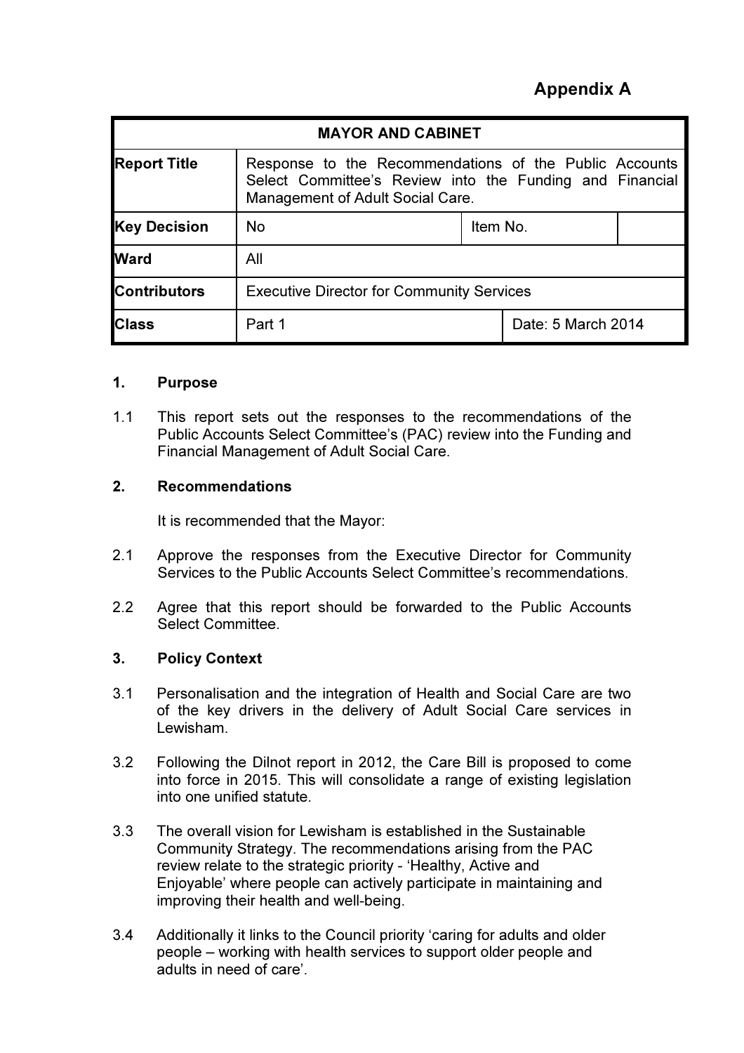**Appendix A**

| MAYOR AND CABINET | | | |
|---|---|---|---|
| **Report Title** | Response to the Recommendations of the Public Accounts Select Committee's Review into the Funding and Financial Management of Adult Social Care. | | |
| **Key Decision** | No | Item No. | |
| **Ward** | All | | |
| **Contributors** | Executive Director for Community Services | | |
| **Class** | Part 1 | Date: 5 March 2014 | |

## 1. Purpose

1.1 This report sets out the responses to the recommendations of the Public Accounts Select Committee's (PAC) review into the Funding and Financial Management of Adult Social Care.

## 2. Recommendations

It is recommended that the Mayor:

2.1 Approve the responses from the Executive Director for Community Services to the Public Accounts Select Committee's recommendations.

2.2 Agree that this report should be forwarded to the Public Accounts Select Committee.

## 3. Policy Context

3.1 Personalisation and the integration of Health and Social Care are two of the key drivers in the delivery of Adult Social Care services in Lewisham.

3.2 Following the Dilnot report in 2012, the Care Bill is proposed to come into force in 2015. This will consolidate a range of existing legislation into one unified statute.

3.3 The overall vision for Lewisham is established in the Sustainable Community Strategy. The recommendations arising from the PAC review relate to the strategic priority - 'Healthy, Active and Enjoyable' where people can actively participate in maintaining and improving their health and well-being.

3.4 Additionally it links to the Council priority 'caring for adults and older people – working with health services to support older people and adults in need of care'.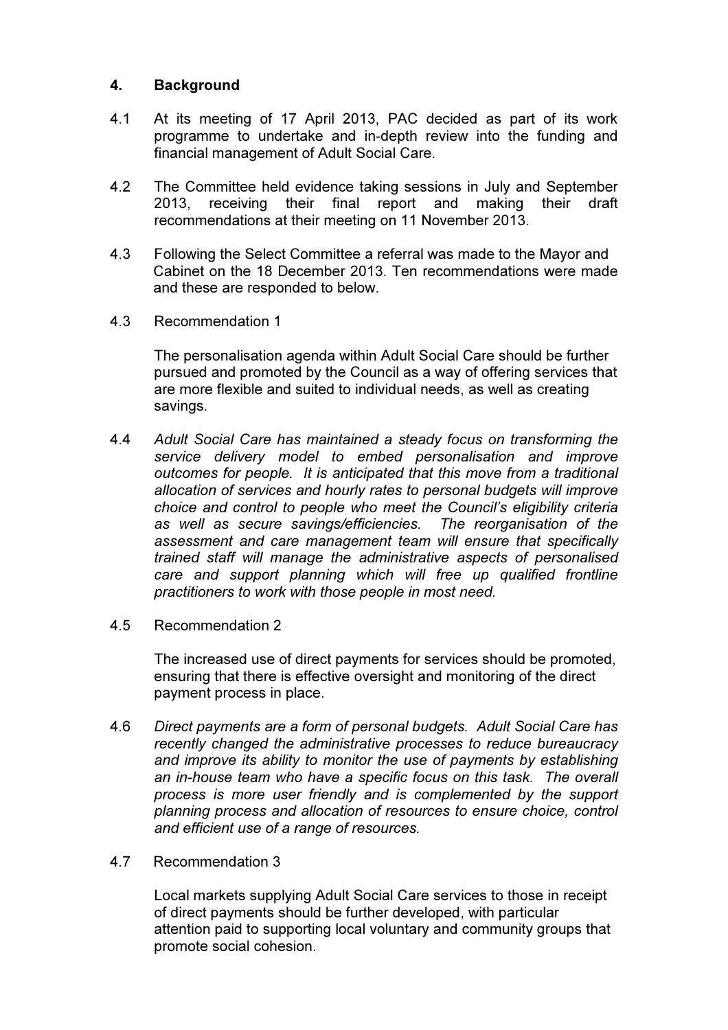## 4. Background

4.1 At its meeting of 17 April 2013, PAC decided as part of its work programme to undertake and in-depth review into the funding and financial management of Adult Social Care.

4.2 The Committee held evidence taking sessions in July and September 2013, receiving their final report and making their draft recommendations at their meeting on 11 November 2013.

4.3 Following the Select Committee a referral was made to the Mayor and Cabinet on the 18 December 2013. Ten recommendations were made and these are responded to below.

4.3 Recommendation 1

The personalisation agenda within Adult Social Care should be further pursued and promoted by the Council as a way of offering services that are more flexible and suited to individual needs, as well as creating savings.

4.4 *Adult Social Care has maintained a steady focus on transforming the service delivery model to embed personalisation and improve outcomes for people. It is anticipated that this move from a traditional allocation of services and hourly rates to personal budgets will improve choice and control to people who meet the Council's eligibility criteria as well as secure savings/efficiencies. The reorganisation of the assessment and care management team will ensure that specifically trained staff will manage the administrative aspects of personalised care and support planning which will free up qualified frontline practitioners to work with those people in most need.*

4.5 Recommendation 2

The increased use of direct payments for services should be promoted, ensuring that there is effective oversight and monitoring of the direct payment process in place.

4.6 *Direct payments are a form of personal budgets. Adult Social Care has recently changed the administrative processes to reduce bureaucracy and improve its ability to monitor the use of payments by establishing an in-house team who have a specific focus on this task. The overall process is more user friendly and is complemented by the support planning process and allocation of resources to ensure choice, control and efficient use of a range of resources.*

4.7 Recommendation 3

Local markets supplying Adult Social Care services to those in receipt of direct payments should be further developed, with particular attention paid to supporting local voluntary and community groups that promote social cohesion.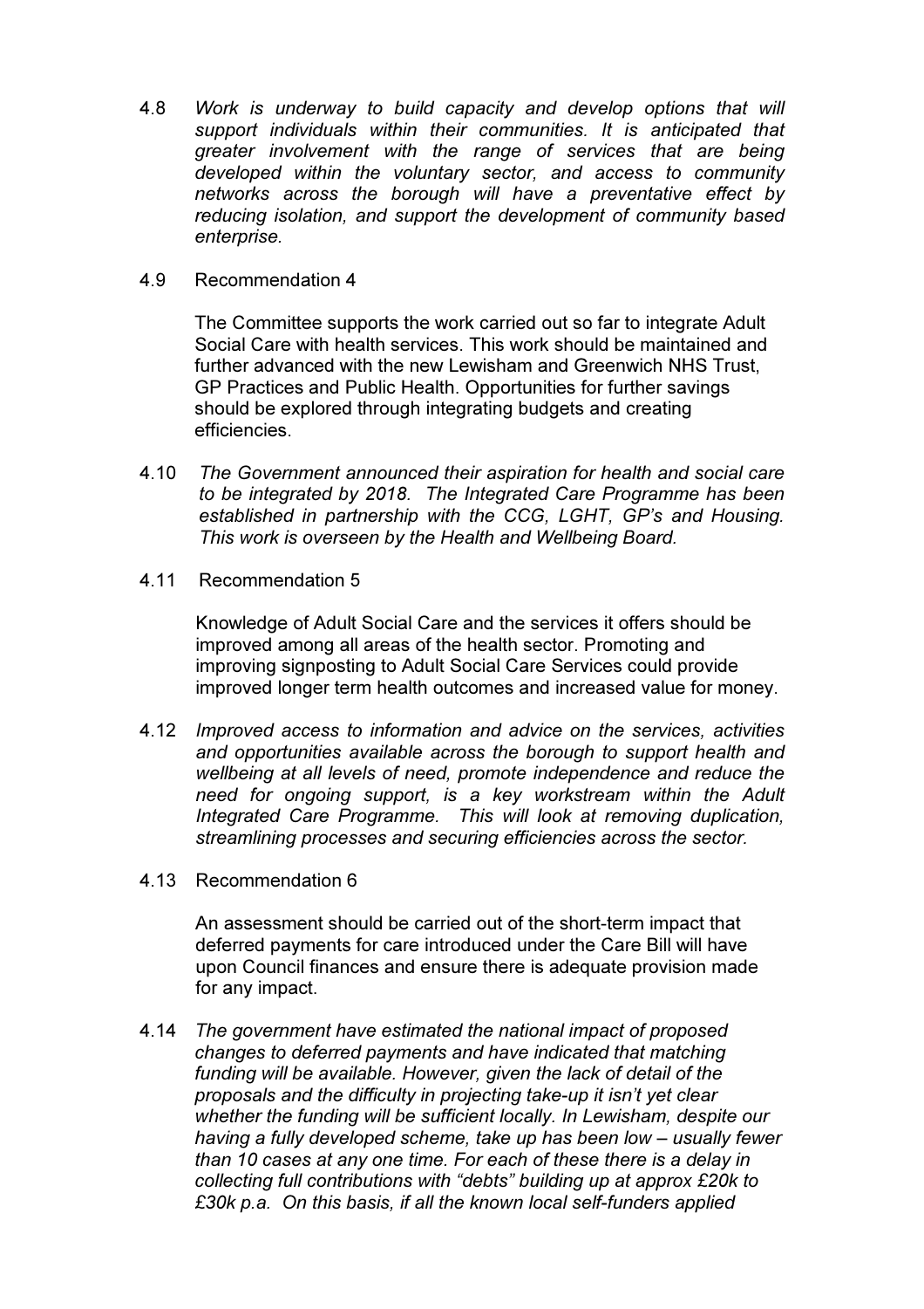4.8 *Work is underway to build capacity and develop options that will support individuals within their communities. It is anticipated that greater involvement with the range of services that are being developed within the voluntary sector, and access to community networks across the borough will have a preventative effect by reducing isolation, and support the development of community based enterprise.*

4.9 Recommendation 4

The Committee supports the work carried out so far to integrate Adult Social Care with health services. This work should be maintained and further advanced with the new Lewisham and Greenwich NHS Trust, GP Practices and Public Health. Opportunities for further savings should be explored through integrating budgets and creating efficiencies.

4.10 *The Government announced their aspiration for health and social care to be integrated by 2018. The Integrated Care Programme has been established in partnership with the CCG, LGHT, GP's and Housing. This work is overseen by the Health and Wellbeing Board.*

4.11 Recommendation 5

Knowledge of Adult Social Care and the services it offers should be improved among all areas of the health sector. Promoting and improving signposting to Adult Social Care Services could provide improved longer term health outcomes and increased value for money.

4.12 *Improved access to information and advice on the services, activities and opportunities available across the borough to support health and wellbeing at all levels of need, promote independence and reduce the need for ongoing support, is a key workstream within the Adult Integrated Care Programme. This will look at removing duplication, streamlining processes and securing efficiencies across the sector.*

4.13 Recommendation 6

An assessment should be carried out of the short-term impact that deferred payments for care introduced under the Care Bill will have upon Council finances and ensure there is adequate provision made for any impact.

4.14 *The government have estimated the national impact of proposed changes to deferred payments and have indicated that matching funding will be available. However, given the lack of detail of the proposals and the difficulty in projecting take-up it isn't yet clear whether the funding will be sufficient locally. In Lewisham, despite our having a fully developed scheme, take up has been low – usually fewer than 10 cases at any one time. For each of these there is a delay in collecting full contributions with "debts" building up at approx £20k to £30k p.a. On this basis, if all the known local self-funders applied*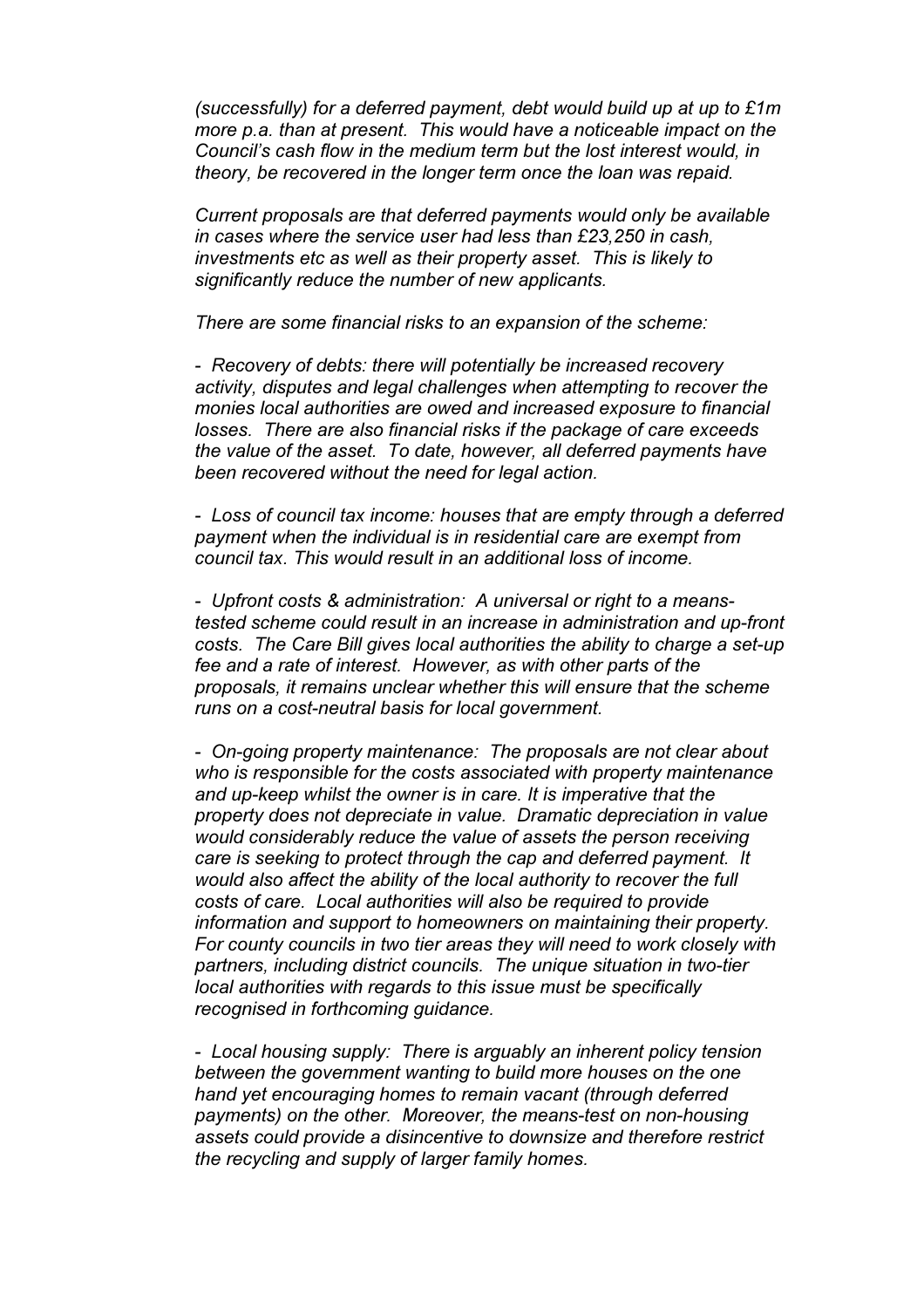*(successfully) for a deferred payment, debt would build up at up to £1m more p.a. than at present. This would have a noticeable impact on the Council's cash flow in the medium term but the lost interest would, in theory, be recovered in the longer term once the loan was repaid.*

*Current proposals are that deferred payments would only be available in cases where the service user had less than £23,250 in cash, investments etc as well as their property asset. This is likely to significantly reduce the number of new applicants.*

*There are some financial risks to an expansion of the scheme:*

*- Recovery of debts: there will potentially be increased recovery activity, disputes and legal challenges when attempting to recover the monies local authorities are owed and increased exposure to financial losses. There are also financial risks if the package of care exceeds the value of the asset. To date, however, all deferred payments have been recovered without the need for legal action.*

*- Loss of council tax income: houses that are empty through a deferred payment when the individual is in residential care are exempt from council tax. This would result in an additional loss of income.*

*- Upfront costs & administration: A universal or right to a means-tested scheme could result in an increase in administration and up-front costs. The Care Bill gives local authorities the ability to charge a set-up fee and a rate of interest. However, as with other parts of the proposals, it remains unclear whether this will ensure that the scheme runs on a cost-neutral basis for local government.*

*- On-going property maintenance: The proposals are not clear about who is responsible for the costs associated with property maintenance and up-keep whilst the owner is in care. It is imperative that the property does not depreciate in value. Dramatic depreciation in value would considerably reduce the value of assets the person receiving care is seeking to protect through the cap and deferred payment. It would also affect the ability of the local authority to recover the full costs of care. Local authorities will also be required to provide information and support to homeowners on maintaining their property. For county councils in two tier areas they will need to work closely with partners, including district councils. The unique situation in two-tier local authorities with regards to this issue must be specifically recognised in forthcoming guidance.*

*- Local housing supply: There is arguably an inherent policy tension between the government wanting to build more houses on the one hand yet encouraging homes to remain vacant (through deferred payments) on the other. Moreover, the means-test on non-housing assets could provide a disincentive to downsize and therefore restrict the recycling and supply of larger family homes.*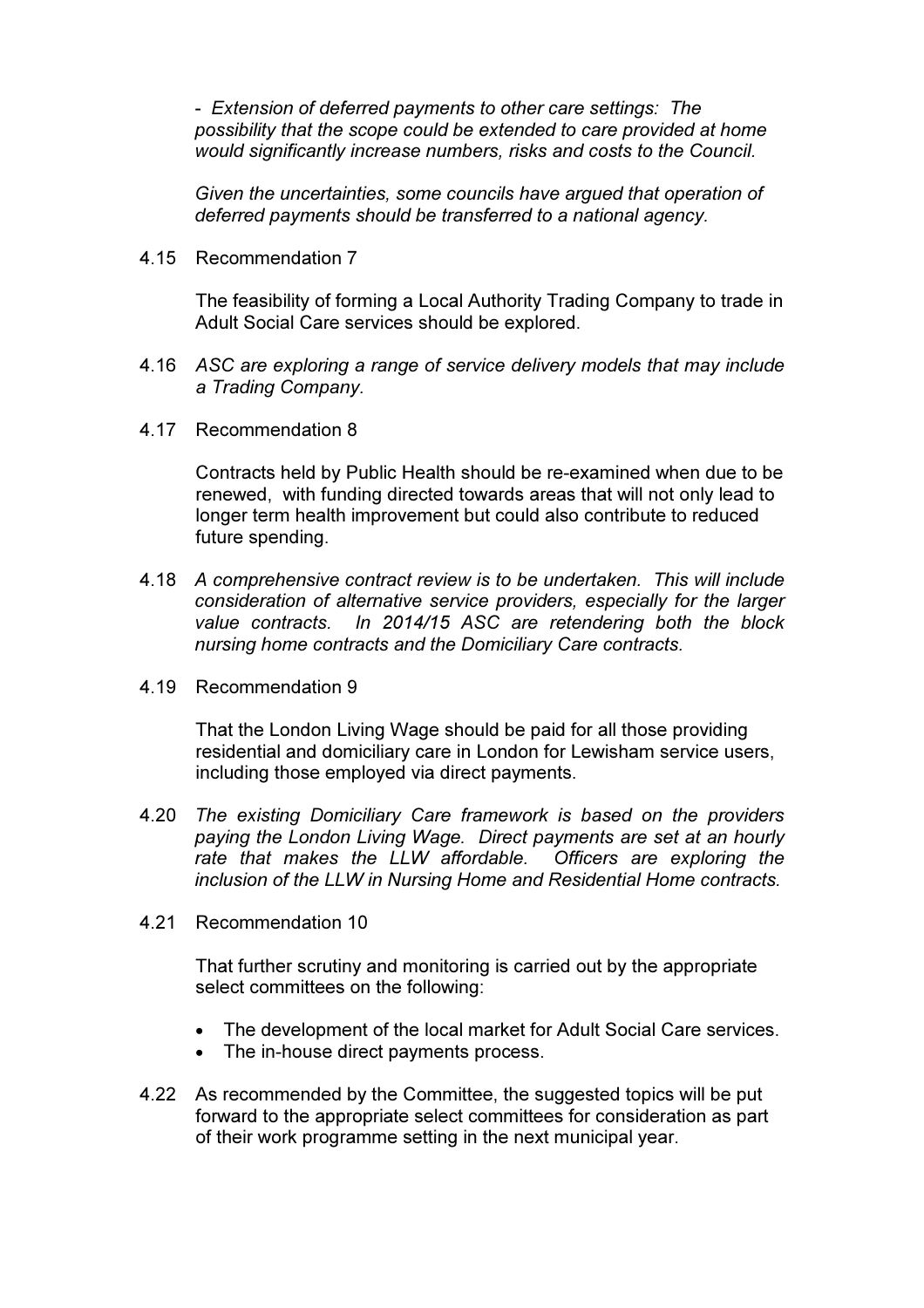*- Extension of deferred payments to other care settings: The possibility that the scope could be extended to care provided at home would significantly increase numbers, risks and costs to the Council.*

*Given the uncertainties, some councils have argued that operation of deferred payments should be transferred to a national agency.*

4.15 Recommendation 7

The feasibility of forming a Local Authority Trading Company to trade in Adult Social Care services should be explored.

4.16 *ASC are exploring a range of service delivery models that may include a Trading Company.*

4.17 Recommendation 8

Contracts held by Public Health should be re-examined when due to be renewed, with funding directed towards areas that will not only lead to longer term health improvement but could also contribute to reduced future spending.

4.18 *A comprehensive contract review is to be undertaken. This will include consideration of alternative service providers, especially for the larger value contracts. In 2014/15 ASC are retendering both the block nursing home contracts and the Domiciliary Care contracts.*

4.19 Recommendation 9

That the London Living Wage should be paid for all those providing residential and domiciliary care in London for Lewisham service users, including those employed via direct payments.

4.20 *The existing Domiciliary Care framework is based on the providers paying the London Living Wage. Direct payments are set at an hourly rate that makes the LLW affordable. Officers are exploring the inclusion of the LLW in Nursing Home and Residential Home contracts.*

4.21 Recommendation 10

That further scrutiny and monitoring is carried out by the appropriate select committees on the following:

- The development of the local market for Adult Social Care services.
- The in-house direct payments process.

4.22 As recommended by the Committee, the suggested topics will be put forward to the appropriate select committees for consideration as part of their work programme setting in the next municipal year.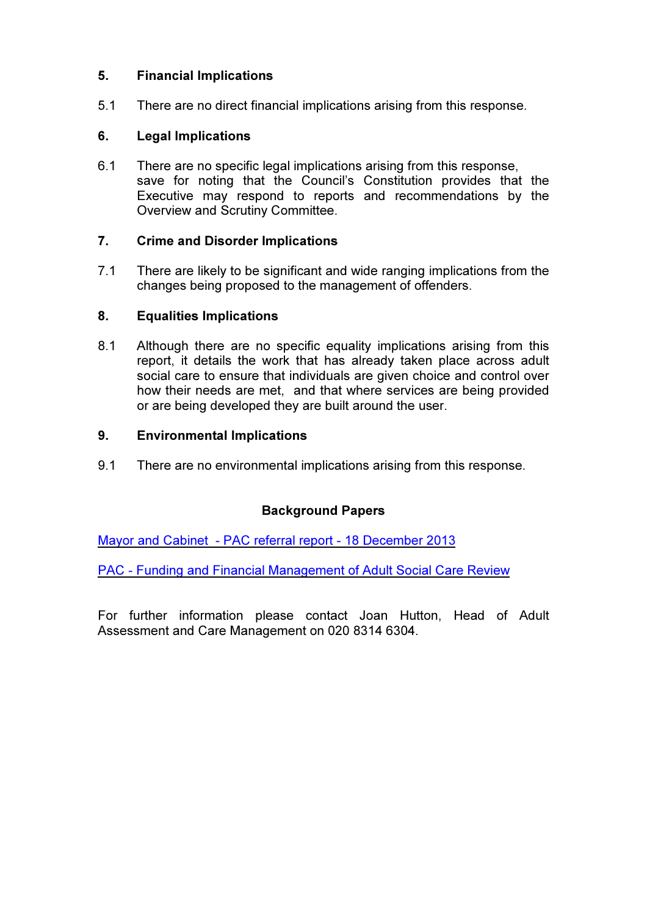## 5. Financial Implications

5.1 There are no direct financial implications arising from this response.

## 6. Legal Implications

6.1 There are no specific legal implications arising from this response, save for noting that the Council's Constitution provides that the Executive may respond to reports and recommendations by the Overview and Scrutiny Committee.

## 7. Crime and Disorder Implications

7.1 There are likely to be significant and wide ranging implications from the changes being proposed to the management of offenders.

## 8. Equalities Implications

8.1 Although there are no specific equality implications arising from this report, it details the work that has already taken place across adult social care to ensure that individuals are given choice and control over how their needs are met, and that where services are being provided or are being developed they are built around the user.

## 9. Environmental Implications

9.1 There are no environmental implications arising from this response.

**Background Papers**

Mayor and Cabinet - PAC referral report - 18 December 2013

PAC - Funding and Financial Management of Adult Social Care Review

For further information please contact Joan Hutton, Head of Adult Assessment and Care Management on 020 8314 6304.